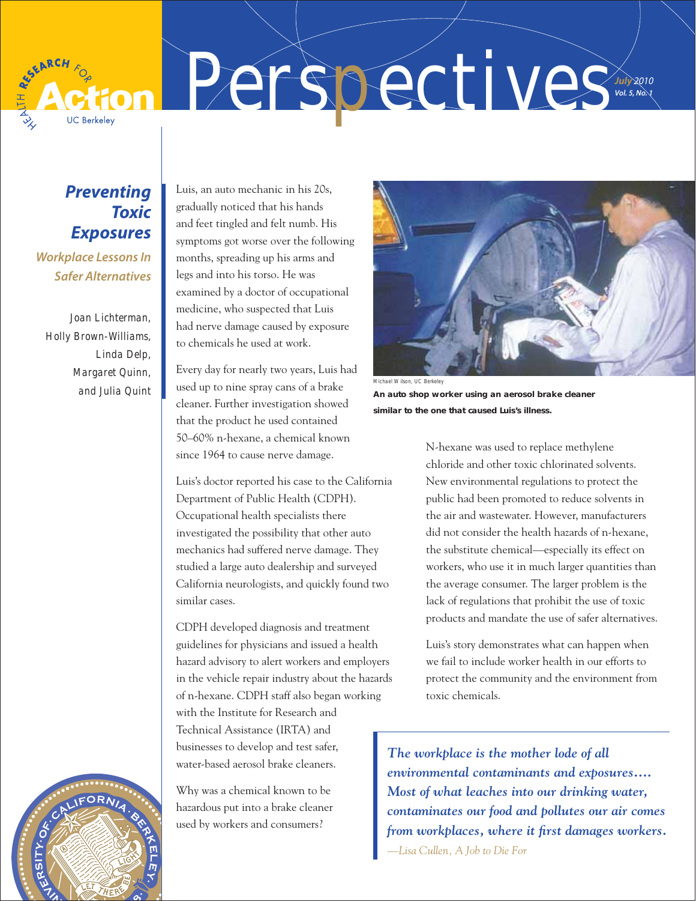# Perspectives

Health Research for Action, UC Berkeley

July 2010
Vol. 5, No. 1

## Preventing Toxic Exposures

### Workplace Lessons In Safer Alternatives

Joan Lichterman, Holly Brown-Williams, Linda Delp, Margaret Quinn, and Julia Quint

Luis, an auto mechanic in his 20s, gradually noticed that his hands and feet tingled and felt numb. His symptoms got worse over the following months, spreading up his arms and legs and into his torso. He was examined by a doctor of occupational medicine, who suspected that Luis had nerve damage caused by exposure to chemicals he used at work.

Every day for nearly two years, Luis had used up to nine spray cans of a brake cleaner. Further investigation showed that the product he used contained 50–60% n-hexane, a chemical known since 1964 to cause nerve damage.

Luis's doctor reported his case to the California Department of Public Health (CDPH). Occupational health specialists there investigated the possibility that other auto mechanics had suffered nerve damage. They studied a large auto dealership and surveyed California neurologists, and quickly found two similar cases.

CDPH developed diagnosis and treatment guidelines for physicians and issued a health hazard advisory to alert workers and employers in the vehicle repair industry about the hazards of n-hexane. CDPH staff also began working with the Institute for Research and Technical Assistance (IRTA) and businesses to develop and test safer, water-based aerosol brake cleaners.

Why was a chemical known to be hazardous put into a brake cleaner used by workers and consumers?

Michael Wilson, UC Berkeley

**An auto shop worker using an aerosol brake cleaner similar to the one that caused Luis's illness.**

N-hexane was used to replace methylene chloride and other toxic chlorinated solvents. New environmental regulations to protect the public had been promoted to reduce solvents in the air and wastewater. However, manufacturers did not consider the health hazards of n-hexane, the substitute chemical—especially its effect on workers, who use it in much larger quantities than the average consumer. The larger problem is the lack of regulations that prohibit the use of toxic products and mandate the use of safer alternatives.

Luis's story demonstrates what can happen when we fail to include worker health in our efforts to protect the community and the environment from toxic chemicals.

> *The workplace is the mother lode of all environmental contaminants and exposures.... Most of what leaches into our drinking water, contaminates our food and pollutes our air comes from workplaces, where it first damages workers.*
>
> *—Lisa Cullen, A Job to Die For*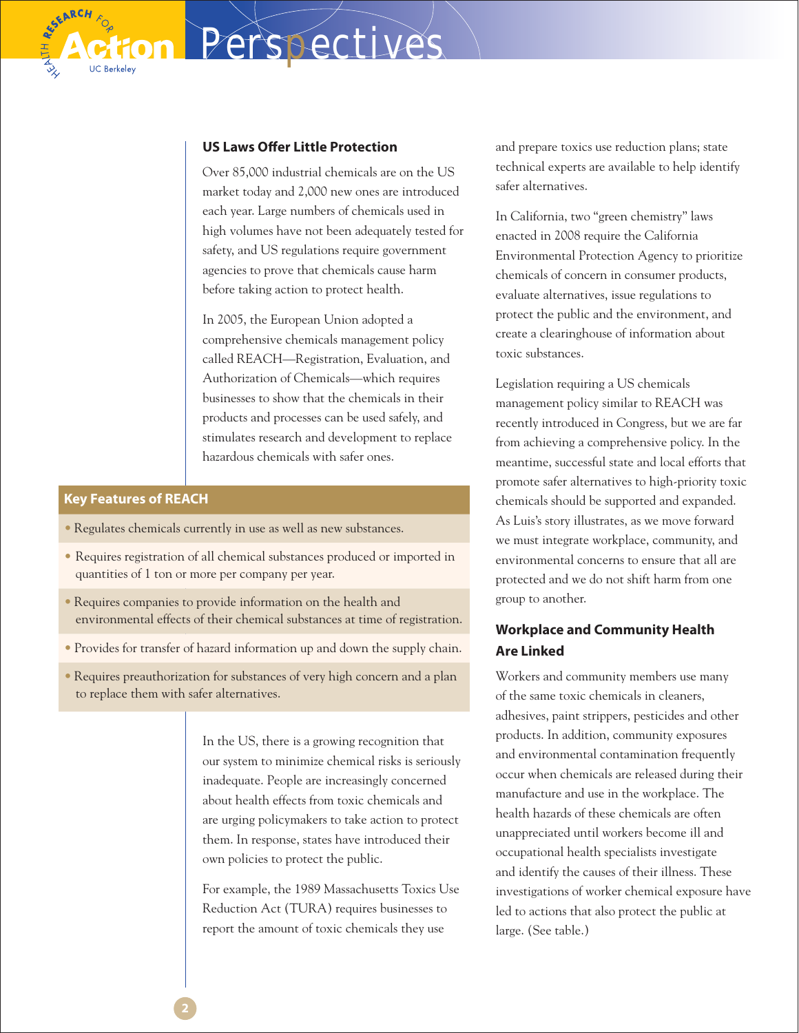## US Laws Offer Little Protection

Over 85,000 industrial chemicals are on the US market today and 2,000 new ones are introduced each year. Large numbers of chemicals used in high volumes have not been adequately tested for safety, and US regulations require government agencies to prove that chemicals cause harm before taking action to protect health.

In 2005, the European Union adopted a comprehensive chemicals management policy called REACH—Registration, Evaluation, and Authorization of Chemicals—which requires businesses to show that the chemicals in their products and processes can be used safely, and stimulates research and development to replace hazardous chemicals with safer ones.

### Key Features of REACH

- Regulates chemicals currently in use as well as new substances.
- Requires registration of all chemical substances produced or imported in quantities of 1 ton or more per company per year.
- Requires companies to provide information on the health and environmental effects of their chemical substances at time of registration.
- Provides for transfer of hazard information up and down the supply chain.
- Requires preauthorization for substances of very high concern and a plan to replace them with safer alternatives.

In the US, there is a growing recognition that our system to minimize chemical risks is seriously inadequate. People are increasingly concerned about health effects from toxic chemicals and are urging policymakers to take action to protect them. In response, states have introduced their own policies to protect the public.

For example, the 1989 Massachusetts Toxics Use Reduction Act (TURA) requires businesses to report the amount of toxic chemicals they use and prepare toxics use reduction plans; state technical experts are available to help identify safer alternatives.

In California, two "green chemistry" laws enacted in 2008 require the California Environmental Protection Agency to prioritize chemicals of concern in consumer products, evaluate alternatives, issue regulations to protect the public and the environment, and create a clearinghouse of information about toxic substances.

Legislation requiring a US chemicals management policy similar to REACH was recently introduced in Congress, but we are far from achieving a comprehensive policy. In the meantime, successful state and local efforts that promote safer alternatives to high-priority toxic chemicals should be supported and expanded. As Luis's story illustrates, as we move forward we must integrate workplace, community, and environmental concerns to ensure that all are protected and we do not shift harm from one group to another.

## Workplace and Community Health Are Linked

Workers and community members use many of the same toxic chemicals in cleaners, adhesives, paint strippers, pesticides and other products. In addition, community exposures and environmental contamination frequently occur when chemicals are released during their manufacture and use in the workplace. The health hazards of these chemicals are often unappreciated until workers become ill and occupational health specialists investigate and identify the causes of their illness. These investigations of worker chemical exposure have led to actions that also protect the public at large. (See table.)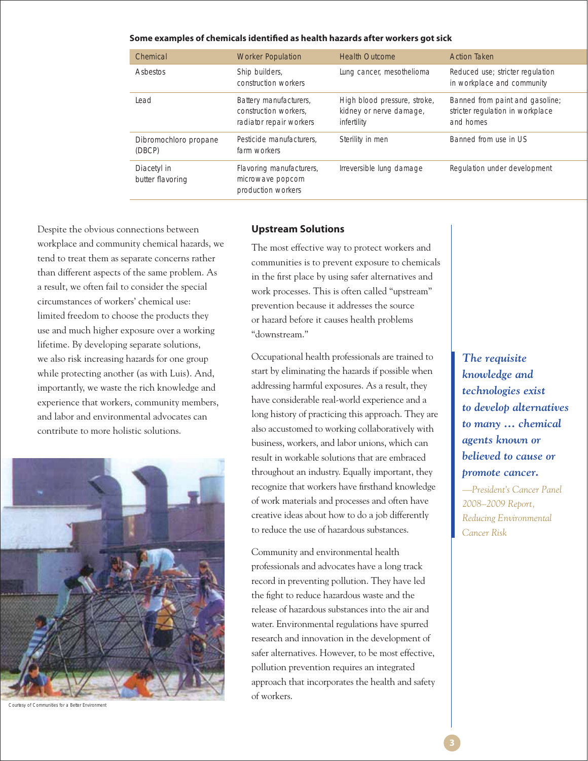**Some examples of chemicals identified as health hazards after workers got sick**

| Chemical | Worker Population | Health Outcome | Action Taken |
|---|---|---|---|
| Asbestos | Ship builders, construction workers | Lung cancer, mesothelioma | Reduced use; stricter regulation in workplace and community |
| Lead | Battery manufacturers, construction workers, radiator repair workers | High blood pressure, stroke, kidney or nerve damage, infertility | Banned from paint and gasoline; stricter regulation in workplace and homes |
| Dibromochloro propane (DBCP) | Pesticide manufacturers, farm workers | Sterility in men | Banned from use in US |
| Diacetyl in butter flavoring | Flavoring manufacturers, microwave popcorn production workers | Irreversible lung damage | Regulation under development |

Despite the obvious connections between workplace and community chemical hazards, we tend to treat them as separate concerns rather than different aspects of the same problem. As a result, we often fail to consider the special circumstances of workers' chemical use: limited freedom to choose the products they use and much higher exposure over a working lifetime. By developing separate solutions, we also risk increasing hazards for one group while protecting another (as with Luis). And, importantly, we waste the rich knowledge and experience that workers, community members, and labor and environmental advocates can contribute to more holistic solutions.

Courtesy of Communities for a Better Environment

## Upstream Solutions

The most effective way to protect workers and communities is to prevent exposure to chemicals in the first place by using safer alternatives and work processes. This is often called "upstream" prevention because it addresses the source or hazard before it causes health problems "downstream."

Occupational health professionals are trained to start by eliminating the hazards if possible when addressing harmful exposures. As a result, they have considerable real-world experience and a long history of practicing this approach. They are also accustomed to working collaboratively with business, workers, and labor unions, which can result in workable solutions that are embraced throughout an industry. Equally important, they recognize that workers have firsthand knowledge of work materials and processes and often have creative ideas about how to do a job differently to reduce the use of hazardous substances.

Community and environmental health professionals and advocates have a long track record in preventing pollution. They have led the fight to reduce hazardous waste and the release of hazardous substances into the air and water. Environmental regulations have spurred research and innovation in the development of safer alternatives. However, to be most effective, pollution prevention requires an integrated approach that incorporates the health and safety of workers.

> ***The requisite knowledge and technologies exist to develop alternatives to many … chemical agents known or believed to cause or promote cancer.***
>
> *—President's Cancer Panel 2008–2009 Report, Reducing Environmental Cancer Risk*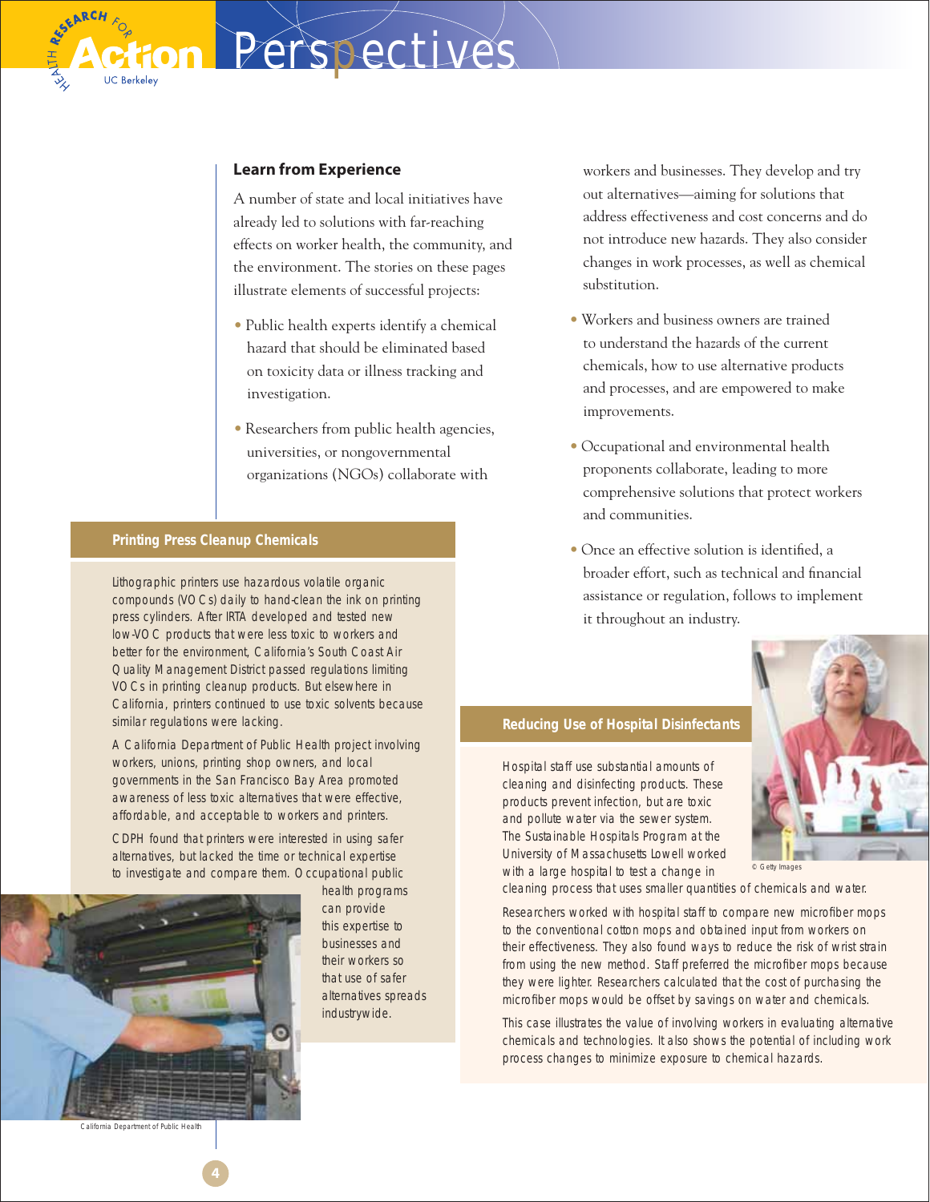## Learn from Experience

A number of state and local initiatives have already led to solutions with far-reaching effects on worker health, the community, and the environment. The stories on these pages illustrate elements of successful projects:

- Public health experts identify a chemical hazard that should be eliminated based on toxicity data or illness tracking and investigation.
- Researchers from public health agencies, universities, or nongovernmental organizations (NGOs) collaborate with workers and businesses. They develop and try out alternatives—aiming for solutions that address effectiveness and cost concerns and do not introduce new hazards. They also consider changes in work processes, as well as chemical substitution.
- Workers and business owners are trained to understand the hazards of the current chemicals, how to use alternative products and processes, and are empowered to make improvements.
- Occupational and environmental health proponents collaborate, leading to more comprehensive solutions that protect workers and communities.
- Once an effective solution is identified, a broader effort, such as technical and financial assistance or regulation, follows to implement it throughout an industry.

### Printing Press Cleanup Chemicals

Lithographic printers use hazardous volatile organic compounds (VOCs) daily to hand-clean the ink on printing press cylinders. After IRTA developed and tested new low-VOC products that were less toxic to workers and better for the environment, California's South Coast Air Quality Management District passed regulations limiting VOCs in printing cleanup products. But elsewhere in California, printers continued to use toxic solvents because similar regulations were lacking.

A California Department of Public Health project involving workers, unions, printing shop owners, and local governments in the San Francisco Bay Area promoted awareness of less toxic alternatives that were effective, affordable, and acceptable to workers and printers.

CDPH found that printers were interested in using safer alternatives, but lacked the time or technical expertise to investigate and compare them. Occupational public health programs can provide this expertise to businesses and their workers so that use of safer alternatives spreads industrywide.

California Department of Public Health

### Reducing Use of Hospital Disinfectants

Hospital staff use substantial amounts of cleaning and disinfecting products. These products prevent infection, but are toxic and pollute water via the sewer system. The Sustainable Hospitals Program at the University of Massachusetts Lowell worked with a large hospital to test a change in cleaning process that uses smaller quantities of chemicals and water.

Researchers worked with hospital staff to compare new microfiber mops to the conventional cotton mops and obtained input from workers on their effectiveness. They also found ways to reduce the risk of wrist strain from using the new method. Staff preferred the microfiber mops because they were lighter. Researchers calculated that the cost of purchasing the microfiber mops would be offset by savings on water and chemicals.

This case illustrates the value of involving workers in evaluating alternative chemicals and technologies. It also shows the potential of including work process changes to minimize exposure to chemical hazards.

© Getty Images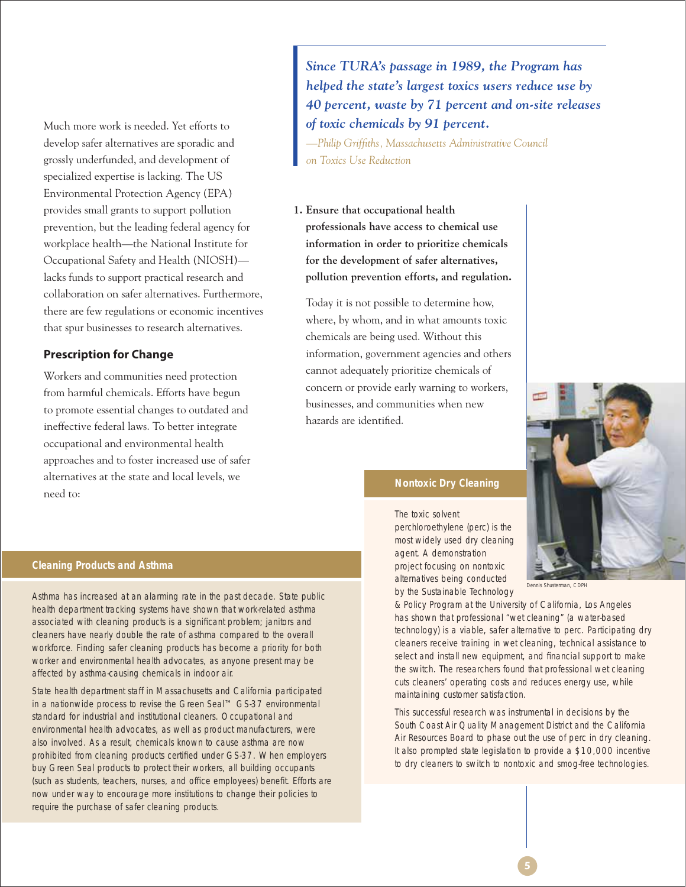Much more work is needed. Yet efforts to develop safer alternatives are sporadic and grossly underfunded, and development of specialized expertise is lacking. The US Environmental Protection Agency (EPA) provides small grants to support pollution prevention, but the leading federal agency for workplace health—the National Institute for Occupational Safety and Health (NIOSH)—lacks funds to support practical research and collaboration on safer alternatives. Furthermore, there are few regulations or economic incentives that spur businesses to research alternatives.

## Prescription for Change

Workers and communities need protection from harmful chemicals. Efforts have begun to promote essential changes to outdated and ineffective federal laws. To better integrate occupational and environmental health approaches and to foster increased use of safer alternatives at the state and local levels, we need to:

> *Since TURA's passage in 1989, the Program has helped the state's largest toxics users reduce use by 40 percent, waste by 71 percent and on-site releases of toxic chemicals by 91 percent.*
>
> *—Philip Griffiths, Massachusetts Administrative Council on Toxics Use Reduction*

1. **Ensure that occupational health professionals have access to chemical use information in order to prioritize chemicals for the development of safer alternatives, pollution prevention efforts, and regulation.**

   Today it is not possible to determine how, where, by whom, and in what amounts toxic chemicals are being used. Without this information, government agencies and others cannot adequately prioritize chemicals of concern or provide early warning to workers, businesses, and communities when new hazards are identified.

### Nontoxic Dry Cleaning

The toxic solvent perchloroethylene (perc) is the most widely used dry cleaning agent. A demonstration project focusing on nontoxic alternatives being conducted by the Sustainable Technology & Policy Program at the University of California, Los Angeles has shown that professional "wet cleaning" (a water-based technology) is a viable, safer alternative to perc. Participating dry cleaners receive training in wet cleaning, technical assistance to select and install new equipment, and financial support to make the switch. The researchers found that professional wet cleaning cuts cleaners' operating costs and reduces energy use, while maintaining customer satisfaction.

This successful research was instrumental in decisions by the South Coast Air Quality Management District and the California Air Resources Board to phase out the use of perc in dry cleaning. It also prompted state legislation to provide a $10,000 incentive to dry cleaners to switch to nontoxic and smog-free technologies.

Dennis Shusterman, CDPH

### Cleaning Products and Asthma

Asthma has increased at an alarming rate in the past decade. State public health department tracking systems have shown that work-related asthma associated with cleaning products is a significant problem; janitors and cleaners have nearly double the rate of asthma compared to the overall workforce. Finding safer cleaning products has become a priority for both worker and environmental health advocates, as anyone present may be affected by asthma-causing chemicals in indoor air.

State health department staff in Massachusetts and California participated in a nationwide process to revise the Green Seal™ GS-37 environmental standard for industrial and institutional cleaners. Occupational and environmental health advocates, as well as product manufacturers, were also involved. As a result, chemicals known to cause asthma are now prohibited from cleaning products certified under GS-37. When employers buy Green Seal products to protect their workers, all building occupants (such as students, teachers, nurses, and office employees) benefit. Efforts are now under way to encourage more institutions to change their policies to require the purchase of safer cleaning products.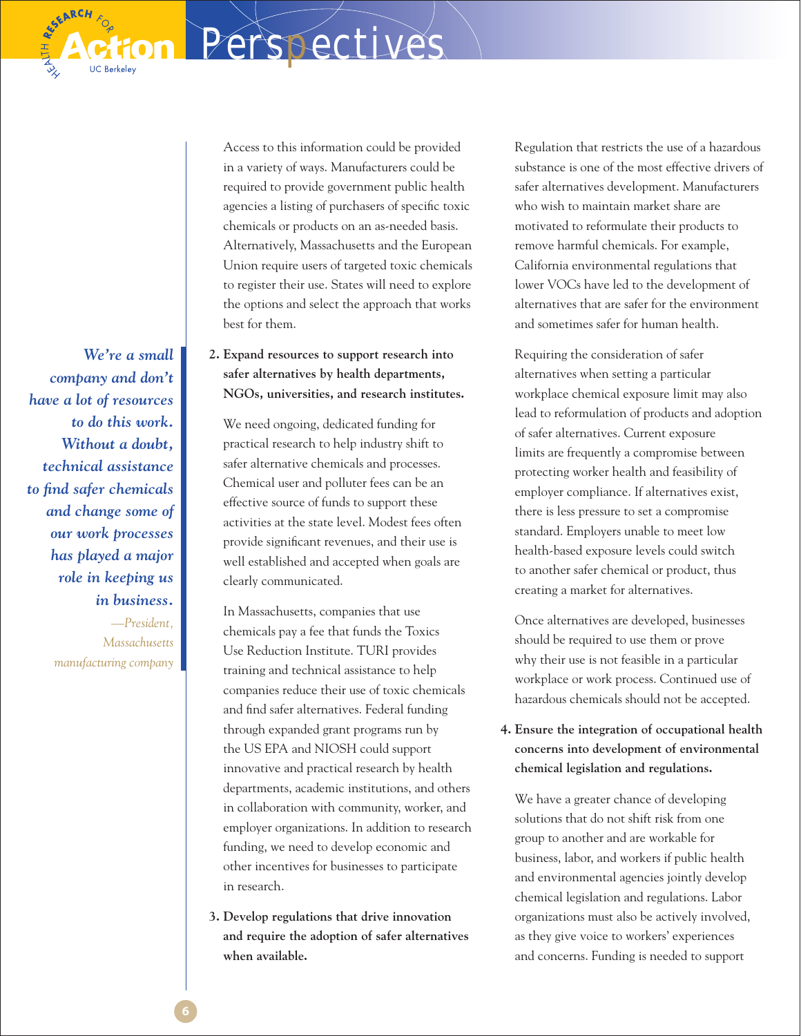Access to this information could be provided in a variety of ways. Manufacturers could be required to provide government public health agencies a listing of purchasers of specific toxic chemicals or products on an as-needed basis. Alternatively, Massachusetts and the European Union require users of targeted toxic chemicals to register their use. States will need to explore the options and select the approach that works best for them.

> ***We're a small company and don't have a lot of resources to do this work. Without a doubt, technical assistance to find safer chemicals and change some of our work processes has played a major role in keeping us in business.***
>
> *—President, Massachusetts manufacturing company*

**2. Expand resources to support research into safer alternatives by health departments, NGOs, universities, and research institutes.**

We need ongoing, dedicated funding for practical research to help industry shift to safer alternative chemicals and processes. Chemical user and polluter fees can be an effective source of funds to support these activities at the state level. Modest fees often provide significant revenues, and their use is well established and accepted when goals are clearly communicated.

In Massachusetts, companies that use chemicals pay a fee that funds the Toxics Use Reduction Institute. TURI provides training and technical assistance to help companies reduce their use of toxic chemicals and find safer alternatives. Federal funding through expanded grant programs run by the US EPA and NIOSH could support innovative and practical research by health departments, academic institutions, and others in collaboration with community, worker, and employer organizations. In addition to research funding, we need to develop economic and other incentives for businesses to participate in research.

**3. Develop regulations that drive innovation and require the adoption of safer alternatives when available.**

Regulation that restricts the use of a hazardous substance is one of the most effective drivers of safer alternatives development. Manufacturers who wish to maintain market share are motivated to reformulate their products to remove harmful chemicals. For example, California environmental regulations that lower VOCs have led to the development of alternatives that are safer for the environment and sometimes safer for human health.

Requiring the consideration of safer alternatives when setting a particular workplace chemical exposure limit may also lead to reformulation of products and adoption of safer alternatives. Current exposure limits are frequently a compromise between protecting worker health and feasibility of employer compliance. If alternatives exist, there is less pressure to set a compromise standard. Employers unable to meet low health-based exposure levels could switch to another safer chemical or product, thus creating a market for alternatives.

Once alternatives are developed, businesses should be required to use them or prove why their use is not feasible in a particular workplace or work process. Continued use of hazardous chemicals should not be accepted.

**4. Ensure the integration of occupational health concerns into development of environmental chemical legislation and regulations.**

We have a greater chance of developing solutions that do not shift risk from one group to another and are workable for business, labor, and workers if public health and environmental agencies jointly develop chemical legislation and regulations. Labor organizations must also be actively involved, as they give voice to workers' experiences and concerns. Funding is needed to support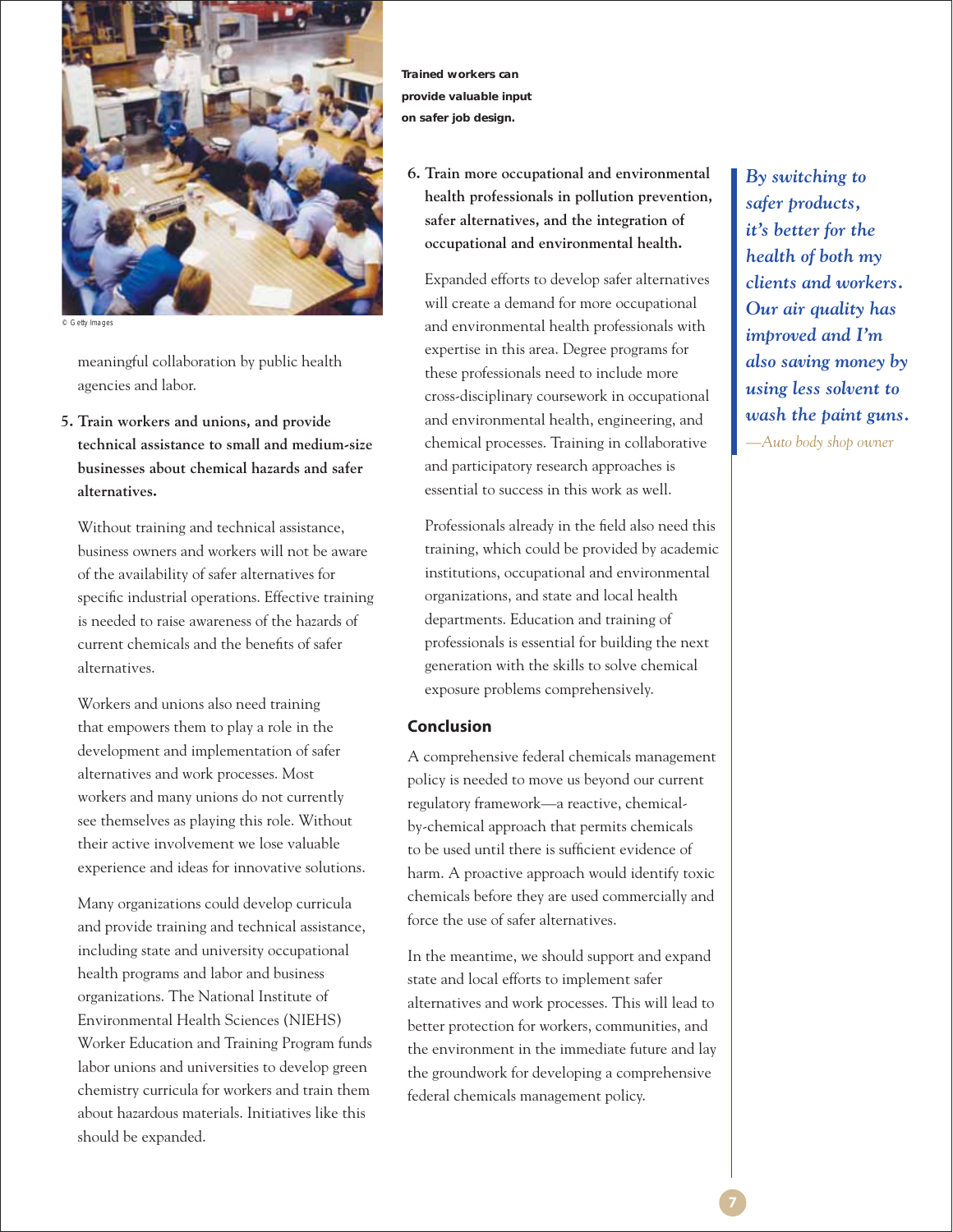Trained workers can provide valuable input on safer job design.

© Getty Images

meaningful collaboration by public health agencies and labor.

**5. Train workers and unions, and provide technical assistance to small and medium-size businesses about chemical hazards and safer alternatives.**

Without training and technical assistance, business owners and workers will not be aware of the availability of safer alternatives for specific industrial operations. Effective training is needed to raise awareness of the hazards of current chemicals and the benefits of safer alternatives.

Workers and unions also need training that empowers them to play a role in the development and implementation of safer alternatives and work processes. Most workers and many unions do not currently see themselves as playing this role. Without their active involvement we lose valuable experience and ideas for innovative solutions.

Many organizations could develop curricula and provide training and technical assistance, including state and university occupational health programs and labor and business organizations. The National Institute of Environmental Health Sciences (NIEHS) Worker Education and Training Program funds labor unions and universities to develop green chemistry curricula for workers and train them about hazardous materials. Initiatives like this should be expanded.

**6. Train more occupational and environmental health professionals in pollution prevention, safer alternatives, and the integration of occupational and environmental health.**

Expanded efforts to develop safer alternatives will create a demand for more occupational and environmental health professionals with expertise in this area. Degree programs for these professionals need to include more cross-disciplinary coursework in occupational and environmental health, engineering, and chemical processes. Training in collaborative and participatory research approaches is essential to success in this work as well.

Professionals already in the field also need this training, which could be provided by academic institutions, occupational and environmental organizations, and state and local health departments. Education and training of professionals is essential for building the next generation with the skills to solve chemical exposure problems comprehensively.

## Conclusion

A comprehensive federal chemicals management policy is needed to move us beyond our current regulatory framework—a reactive, chemical-by-chemical approach that permits chemicals to be used until there is sufficient evidence of harm. A proactive approach would identify toxic chemicals before they are used commercially and force the use of safer alternatives.

In the meantime, we should support and expand state and local efforts to implement safer alternatives and work processes. This will lead to better protection for workers, communities, and the environment in the immediate future and lay the groundwork for developing a comprehensive federal chemicals management policy.

> *By switching to safer products, it's better for the health of both my clients and workers. Our air quality has improved and I'm also saving money by using less solvent to wash the paint guns.*
>
> *—Auto body shop owner*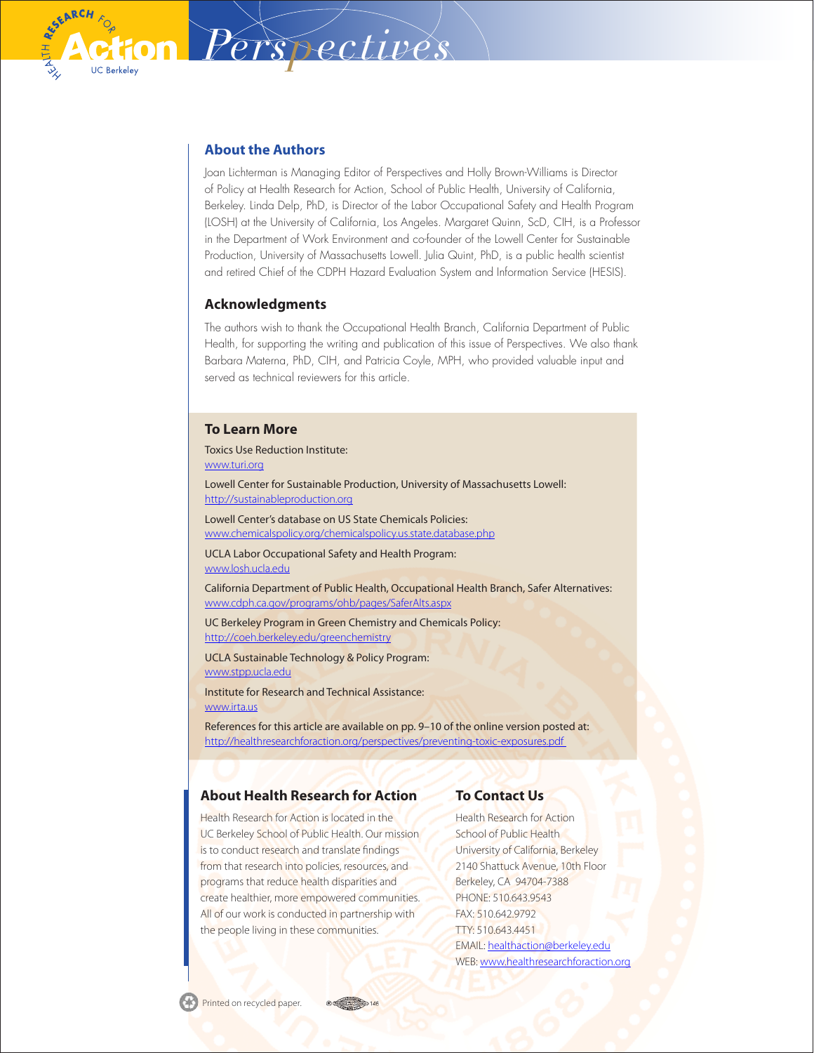## About the Authors

Joan Lichterman is Managing Editor of Perspectives and Holly Brown-Williams is Director of Policy at Health Research for Action, School of Public Health, University of California, Berkeley. Linda Delp, PhD, is Director of the Labor Occupational Safety and Health Program (LOSH) at the University of California, Los Angeles. Margaret Quinn, ScD, CIH, is a Professor in the Department of Work Environment and co-founder of the Lowell Center for Sustainable Production, University of Massachusetts Lowell. Julia Quint, PhD, is a public health scientist and retired Chief of the CDPH Hazard Evaluation System and Information Service (HESIS).

## Acknowledgments

The authors wish to thank the Occupational Health Branch, California Department of Public Health, for supporting the writing and publication of this issue of Perspectives. We also thank Barbara Materna, PhD, CIH, and Patricia Coyle, MPH, who provided valuable input and served as technical reviewers for this article.

## To Learn More

Toxics Use Reduction Institute:
www.turi.org

Lowell Center for Sustainable Production, University of Massachusetts Lowell:
http://sustainableproduction.org

Lowell Center's database on US State Chemicals Policies:
www.chemicalspolicy.org/chemicalspolicy.us.state.database.php

UCLA Labor Occupational Safety and Health Program:
www.losh.ucla.edu

California Department of Public Health, Occupational Health Branch, Safer Alternatives:
www.cdph.ca.gov/programs/ohb/pages/SaferAlts.aspx

UC Berkeley Program in Green Chemistry and Chemicals Policy:
http://coeh.berkeley.edu/greenchemistry

UCLA Sustainable Technology & Policy Program:
www.stpp.ucla.edu

Institute for Research and Technical Assistance:
www.irta.us

References for this article are available on pp. 9–10 of the online version posted at:
http://healthresearchforaction.org/perspectives/preventing-toxic-exposures.pdf

## About Health Research for Action

Health Research for Action is located in the UC Berkeley School of Public Health. Our mission is to conduct research and translate findings from that research into policies, resources, and programs that reduce health disparities and create healthier, more empowered communities. All of our work is conducted in partnership with the people living in these communities.

## To Contact Us

Health Research for Action
School of Public Health
University of California, Berkeley
2140 Shattuck Avenue, 10th Floor
Berkeley, CA 94704-7388
PHONE: 510.643.9543
FAX: 510.642.9792
TTY: 510.643.4451
EMAIL: healthaction@berkeley.edu
WEB: www.healthresearchforaction.org

Printed on recycled paper.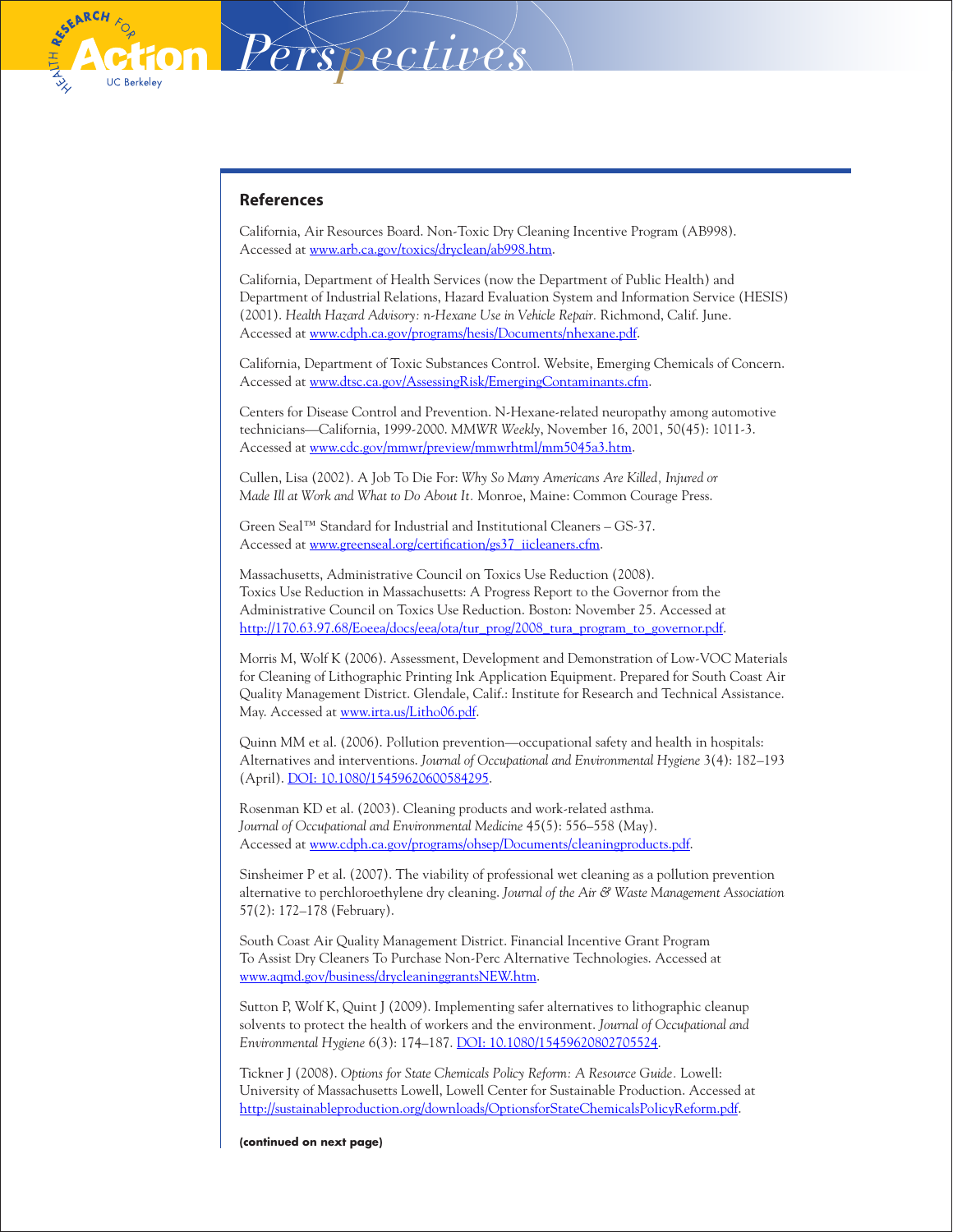## References

California, Air Resources Board. Non-Toxic Dry Cleaning Incentive Program (AB998). Accessed at www.arb.ca.gov/toxics/dryclean/ab998.htm.

California, Department of Health Services (now the Department of Public Health) and Department of Industrial Relations, Hazard Evaluation System and Information Service (HESIS) (2001). *Health Hazard Advisory: n-Hexane Use in Vehicle Repair.* Richmond, Calif. June. Accessed at www.cdph.ca.gov/programs/hesis/Documents/nhexane.pdf.

California, Department of Toxic Substances Control. Website, Emerging Chemicals of Concern. Accessed at www.dtsc.ca.gov/AssessingRisk/EmergingContaminants.cfm.

Centers for Disease Control and Prevention. N-Hexane-related neuropathy among automotive technicians—California, 1999-2000. *MMWR Weekly*, November 16, 2001, 50(45): 1011-3. Accessed at www.cdc.gov/mmwr/preview/mmwrhtml/mm5045a3.htm.

Cullen, Lisa (2002). A Job To Die For: *Why So Many Americans Are Killed, Injured or Made Ill at Work and What to Do About It.* Monroe, Maine: Common Courage Press.

Green Seal™ Standard for Industrial and Institutional Cleaners – GS-37. Accessed at www.greenseal.org/certification/gs37_iicleaners.cfm.

Massachusetts, Administrative Council on Toxics Use Reduction (2008). Toxics Use Reduction in Massachusetts: A Progress Report to the Governor from the Administrative Council on Toxics Use Reduction. Boston: November 25. Accessed at http://170.63.97.68/Eoeea/docs/eea/ota/tur_prog/2008_tura_program_to_governor.pdf.

Morris M, Wolf K (2006). Assessment, Development and Demonstration of Low-VOC Materials for Cleaning of Lithographic Printing Ink Application Equipment. Prepared for South Coast Air Quality Management District. Glendale, Calif.: Institute for Research and Technical Assistance. May. Accessed at www.irta.us/Litho06.pdf.

Quinn MM et al. (2006). Pollution prevention—occupational safety and health in hospitals: Alternatives and interventions. *Journal of Occupational and Environmental Hygiene* 3(4): 182–193 (April). DOI: 10.1080/15459620600584295.

Rosenman KD et al. (2003). Cleaning products and work-related asthma. *Journal of Occupational and Environmental Medicine* 45(5): 556–558 (May). Accessed at www.cdph.ca.gov/programs/ohsep/Documents/cleaningproducts.pdf.

Sinsheimer P et al. (2007). The viability of professional wet cleaning as a pollution prevention alternative to perchloroethylene dry cleaning. *Journal of the Air & Waste Management Association* 57(2): 172–178 (February).

South Coast Air Quality Management District. Financial Incentive Grant Program To Assist Dry Cleaners To Purchase Non-Perc Alternative Technologies. Accessed at www.aqmd.gov/business/drycleaninggrantsNEW.htm.

Sutton P, Wolf K, Quint J (2009). Implementing safer alternatives to lithographic cleanup solvents to protect the health of workers and the environment. *Journal of Occupational and Environmental Hygiene* 6(3): 174–187. DOI: 10.1080/15459620802705524.

Tickner J (2008). *Options for State Chemicals Policy Reform: A Resource Guide.* Lowell: University of Massachusetts Lowell, Lowell Center for Sustainable Production. Accessed at http://sustainableproduction.org/downloads/OptionsforStateChemicalsPolicyReform.pdf.

**(continued on next page)**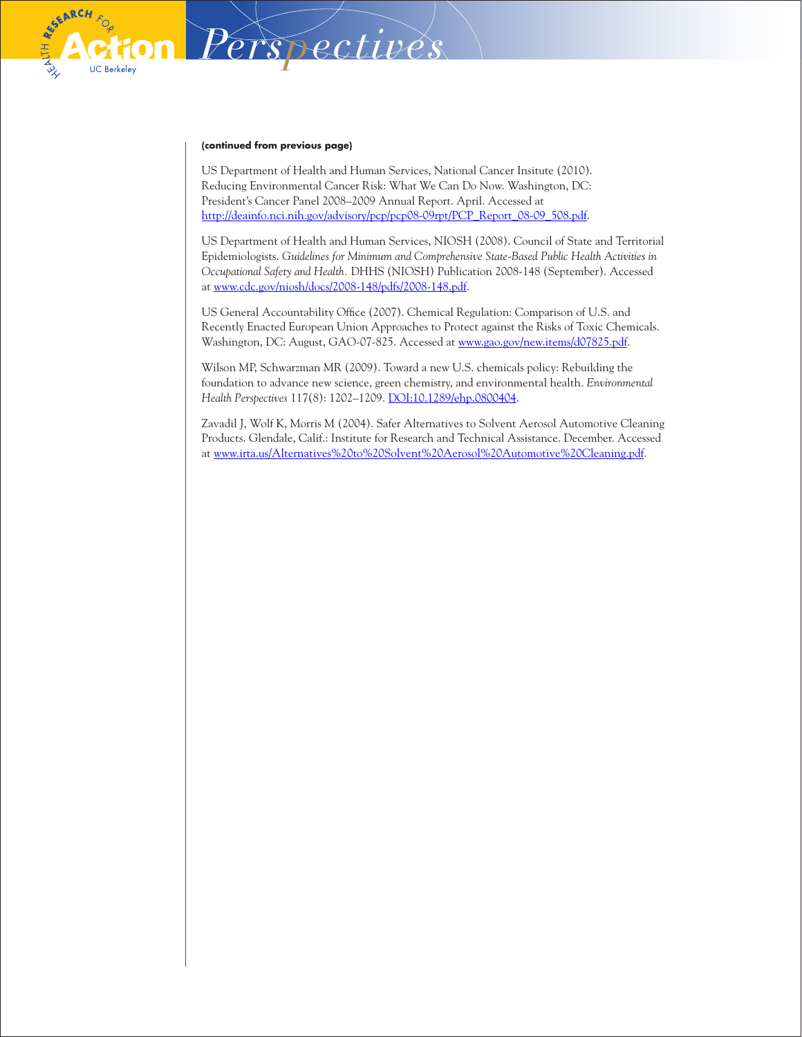**(continued from previous page)**

US Department of Health and Human Services, National Cancer Insitute (2010). Reducing Environmental Cancer Risk: What We Can Do Now. Washington, DC: President's Cancer Panel 2008–2009 Annual Report. April. Accessed at http://deainfo.nci.nih.gov/advisory/pcp/pcp08-09rpt/PCP_Report_08-09_508.pdf.

US Department of Health and Human Services, NIOSH (2008). Council of State and Territorial Epidemiologists. *Guidelines for Minimum and Comprehensive State-Based Public Health Activities in Occupational Safety and Health.* DHHS (NIOSH) Publication 2008-148 (September). Accessed at www.cdc.gov/niosh/docs/2008-148/pdfs/2008-148.pdf.

US General Accountability Office (2007). Chemical Regulation: Comparison of U.S. and Recently Enacted European Union Approaches to Protect against the Risks of Toxic Chemicals. Washington, DC: August, GAO-07-825. Accessed at www.gao.gov/new.items/d07825.pdf.

Wilson MP, Schwarzman MR (2009). Toward a new U.S. chemicals policy: Rebuilding the foundation to advance new science, green chemistry, and environmental health. *Environmental Health Perspectives* 117(8): 1202–1209. DOI:10.1289/ehp.0800404.

Zavadil J, Wolf K, Morris M (2004). Safer Alternatives to Solvent Aerosol Automotive Cleaning Products. Glendale, Calif.: Institute for Research and Technical Assistance. December. Accessed at www.irta.us/Alternatives%20to%20Solvent%20Aerosol%20Automotive%20Cleaning.pdf.